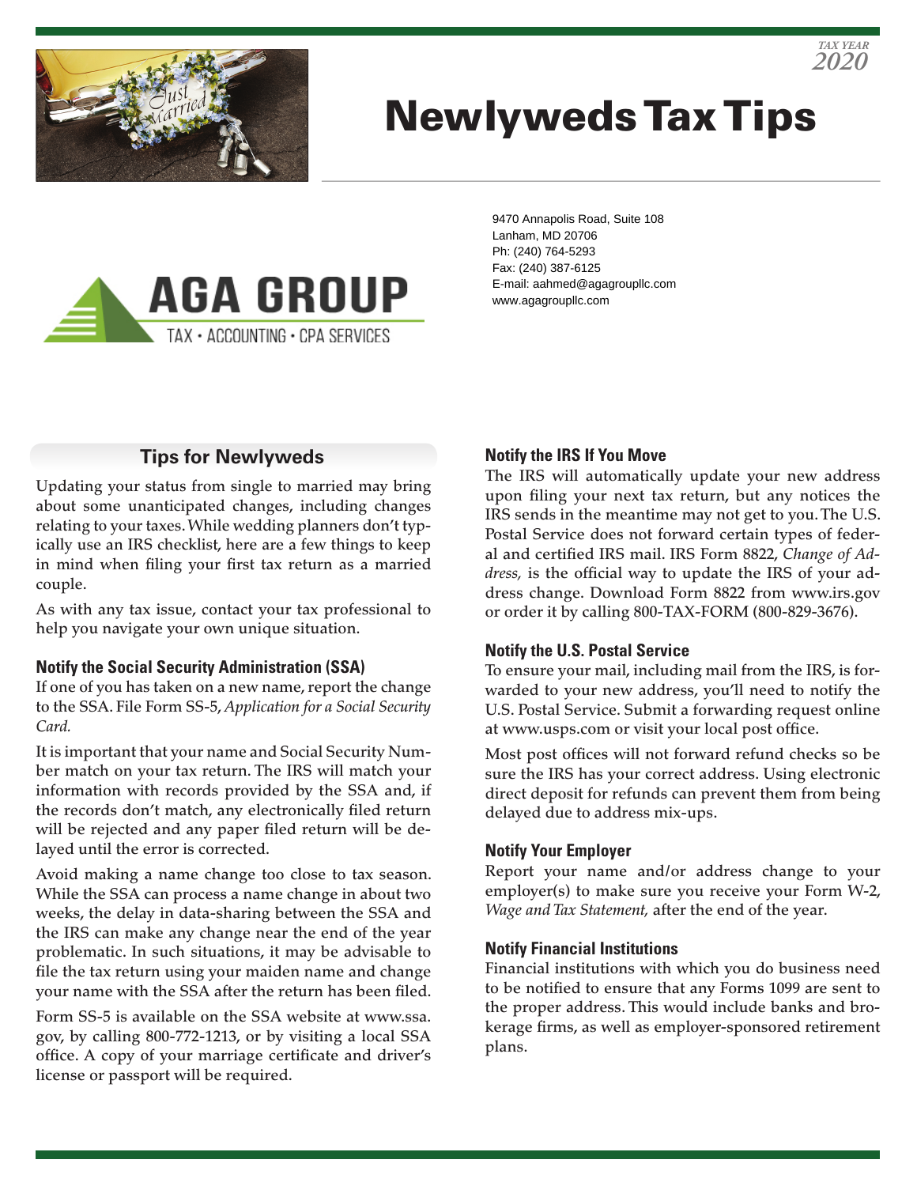TAX YEAR 2020

# Newlyweds Tax Tips

AGA GROUP
TAX • ACCOUNTING • CPA SERVICES

9470 Annapolis Road, Suite 108
Lanham, MD 20706
Ph: (240) 764-5293
Fax: (240) 387-6125
E-mail: aahmed@agagroupllc.com
www.agagroupllc.com

## Tips for Newlyweds

Updating your status from single to married may bring about some unanticipated changes, including changes relating to your taxes. While wedding planners don't typically use an IRS checklist, here are a few things to keep in mind when filing your first tax return as a married couple.

As with any tax issue, contact your tax professional to help you navigate your own unique situation.

### Notify the Social Security Administration (SSA)

If one of you has taken on a new name, report the change to the SSA. File Form SS-5, *Application for a Social Security Card.*

It is important that your name and Social Security Number match on your tax return. The IRS will match your information with records provided by the SSA and, if the records don't match, any electronically filed return will be rejected and any paper filed return will be delayed until the error is corrected.

Avoid making a name change too close to tax season. While the SSA can process a name change in about two weeks, the delay in data-sharing between the SSA and the IRS can make any change near the end of the year problematic. In such situations, it may be advisable to file the tax return using your maiden name and change your name with the SSA after the return has been filed.

Form SS-5 is available on the SSA website at www.ssa.gov, by calling 800-772-1213, or by visiting a local SSA office. A copy of your marriage certificate and driver's license or passport will be required.

### Notify the IRS If You Move

The IRS will automatically update your new address upon filing your next tax return, but any notices the IRS sends in the meantime may not get to you. The U.S. Postal Service does not forward certain types of federal and certified IRS mail. IRS Form 8822, *Change of Address,* is the official way to update the IRS of your address change. Download Form 8822 from www.irs.gov or order it by calling 800-TAX-FORM (800-829-3676).

### Notify the U.S. Postal Service

To ensure your mail, including mail from the IRS, is forwarded to your new address, you'll need to notify the U.S. Postal Service. Submit a forwarding request online at www.usps.com or visit your local post office.

Most post offices will not forward refund checks so be sure the IRS has your correct address. Using electronic direct deposit for refunds can prevent them from being delayed due to address mix-ups.

### Notify Your Employer

Report your name and/or address change to your employer(s) to make sure you receive your Form W-2, *Wage and Tax Statement,* after the end of the year.

### Notify Financial Institutions

Financial institutions with which you do business need to be notified to ensure that any Forms 1099 are sent to the proper address. This would include banks and brokerage firms, as well as employer-sponsored retirement plans.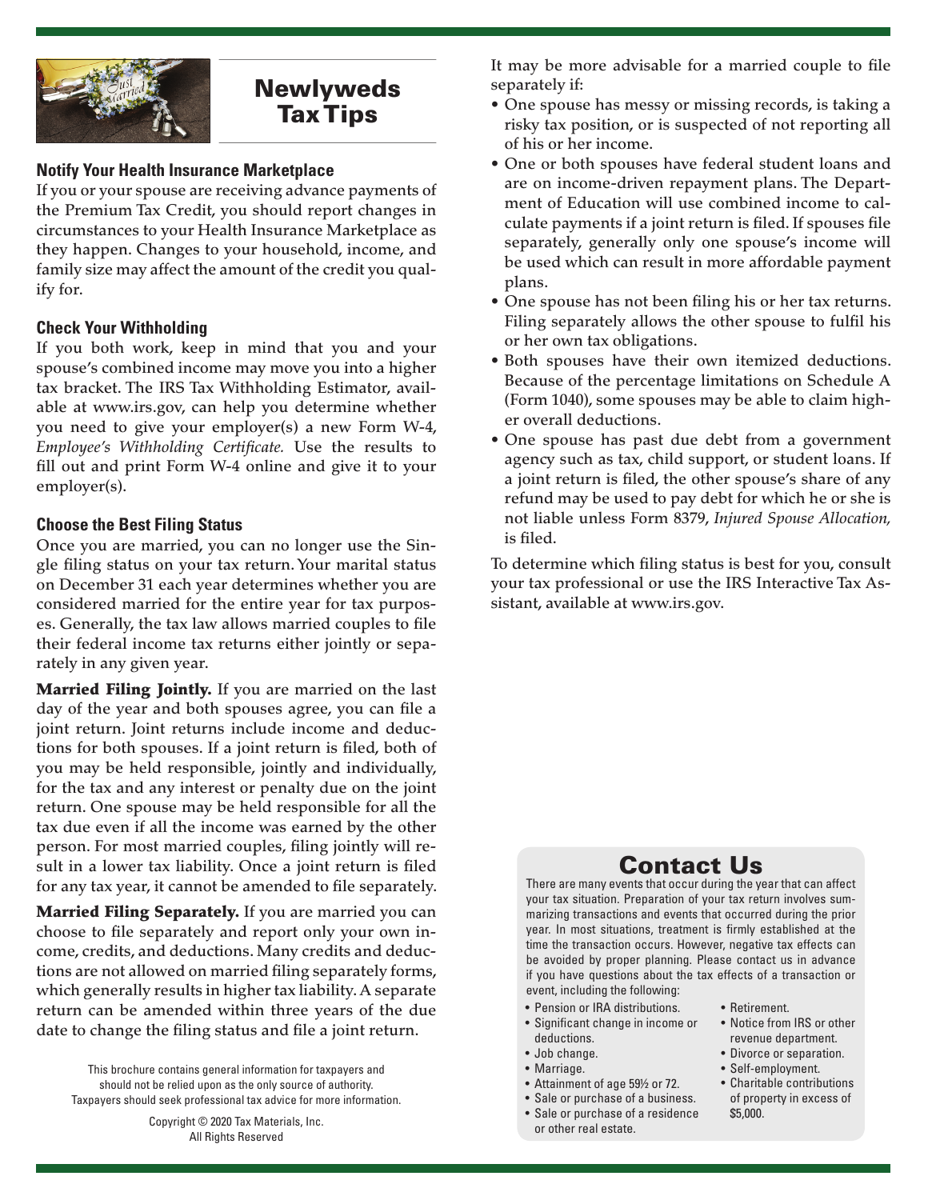# Newlyweds Tax Tips

### Notify Your Health Insurance Marketplace

If you or your spouse are receiving advance payments of the Premium Tax Credit, you should report changes in circumstances to your Health Insurance Marketplace as they happen. Changes to your household, income, and family size may affect the amount of the credit you qualify for.

### Check Your Withholding

If you both work, keep in mind that you and your spouse's combined income may move you into a higher tax bracket. The IRS Tax Withholding Estimator, available at www.irs.gov, can help you determine whether you need to give your employer(s) a new Form W-4, *Employee's Withholding Certificate.* Use the results to fill out and print Form W-4 online and give it to your employer(s).

### Choose the Best Filing Status

Once you are married, you can no longer use the Single filing status on your tax return. Your marital status on December 31 each year determines whether you are considered married for the entire year for tax purposes. Generally, the tax law allows married couples to file their federal income tax returns either jointly or separately in any given year.

**Married Filing Jointly.** If you are married on the last day of the year and both spouses agree, you can file a joint return. Joint returns include income and deductions for both spouses. If a joint return is filed, both of you may be held responsible, jointly and individually, for the tax and any interest or penalty due on the joint return. One spouse may be held responsible for all the tax due even if all the income was earned by the other person. For most married couples, filing jointly will result in a lower tax liability. Once a joint return is filed for any tax year, it cannot be amended to file separately.

**Married Filing Separately.** If you are married you can choose to file separately and report only your own income, credits, and deductions. Many credits and deductions are not allowed on married filing separately forms, which generally results in higher tax liability. A separate return can be amended within three years of the due date to change the filing status and file a joint return.

This brochure contains general information for taxpayers and should not be relied upon as the only source of authority. Taxpayers should seek professional tax advice for more information.

Copyright © 2020 Tax Materials, Inc.
All Rights Reserved

It may be more advisable for a married couple to file separately if:

- One spouse has messy or missing records, is taking a risky tax position, or is suspected of not reporting all of his or her income.
- One or both spouses have federal student loans and are on income-driven repayment plans. The Department of Education will use combined income to calculate payments if a joint return is filed. If spouses file separately, generally only one spouse's income will be used which can result in more affordable payment plans.
- One spouse has not been filing his or her tax returns. Filing separately allows the other spouse to fulfil his or her own tax obligations.
- Both spouses have their own itemized deductions. Because of the percentage limitations on Schedule A (Form 1040), some spouses may be able to claim higher overall deductions.
- One spouse has past due debt from a government agency such as tax, child support, or student loans. If a joint return is filed, the other spouse's share of any refund may be used to pay debt for which he or she is not liable unless Form 8379, *Injured Spouse Allocation,* is filed.

To determine which filing status is best for you, consult your tax professional or use the IRS Interactive Tax Assistant, available at www.irs.gov.

## Contact Us

There are many events that occur during the year that can affect your tax situation. Preparation of your tax return involves summarizing transactions and events that occurred during the prior year. In most situations, treatment is firmly established at the time the transaction occurs. However, negative tax effects can be avoided by proper planning. Please contact us in advance if you have questions about the tax effects of a transaction or event, including the following:

- Pension or IRA distributions.
- Significant change in income or deductions.
- Job change.
- Marriage.
- Attainment of age 59½ or 72.
- Sale or purchase of a business.
- Sale or purchase of a residence or other real estate.
- Retirement.
- Notice from IRS or other revenue department.
- Divorce or separation.
- Self-employment.
- Charitable contributions of property in excess of $5,000.